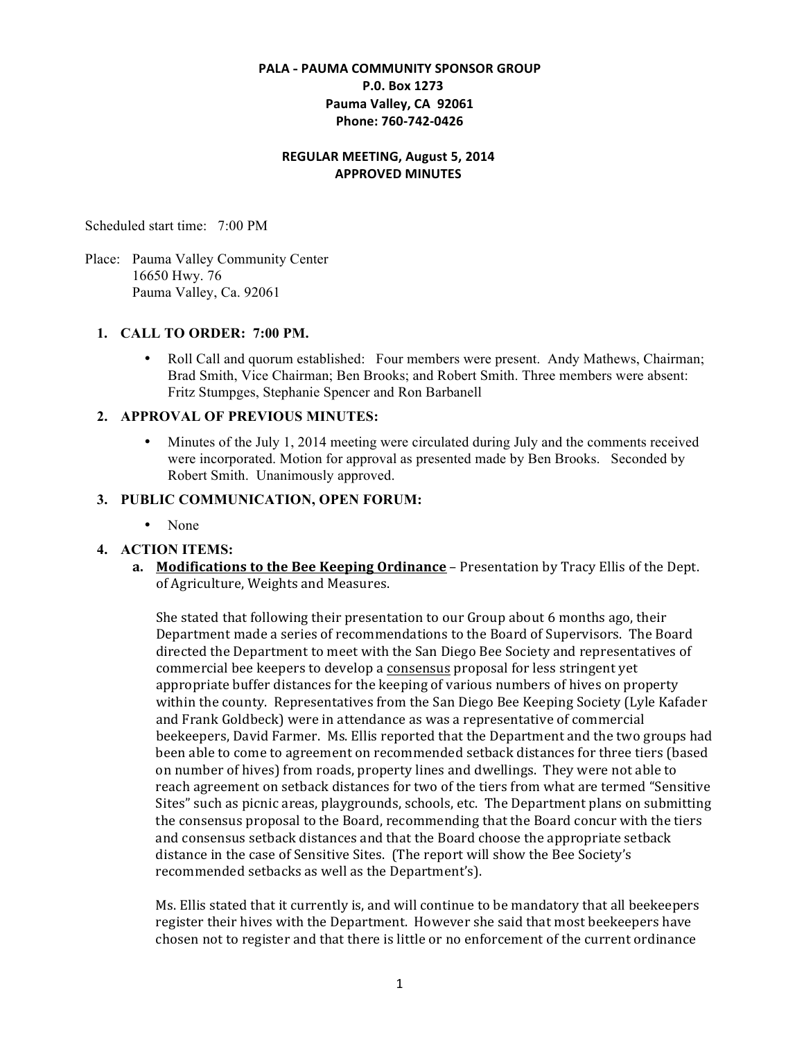**PALA - PAUMA COMMUNITY SPONSOR GROUP**
**P.O. Box 1273**
**Pauma Valley, CA 92061**
**Phone: 760-742-0426**

**REGULAR MEETING, August 5, 2014**
**APPROVED MINUTES**

Scheduled start time: 7:00 PM

Place: Pauma Valley Community Center
16650 Hwy. 76
Pauma Valley, Ca. 92061

1. **CALL TO ORDER: 7:00 PM.**
   - Roll Call and quorum established: Four members were present. Andy Mathews, Chairman; Brad Smith, Vice Chairman; Ben Brooks; and Robert Smith. Three members were absent: Fritz Stumpges, Stephanie Spencer and Ron Barbanell

2. **APPROVAL OF PREVIOUS MINUTES:**
   - Minutes of the July 1, 2014 meeting were circulated during July and the comments received were incorporated. Motion for approval as presented made by Ben Brooks. Seconded by Robert Smith. Unanimously approved.

3. **PUBLIC COMMUNICATION, OPEN FORUM:**
   - None

4. **ACTION ITEMS:**
   a. **Modifications to the Bee Keeping Ordinance** – Presentation by Tracy Ellis of the Dept. of Agriculture, Weights and Measures.

   She stated that following their presentation to our Group about 6 months ago, their Department made a series of recommendations to the Board of Supervisors. The Board directed the Department to meet with the San Diego Bee Society and representatives of commercial bee keepers to develop a consensus proposal for less stringent yet appropriate buffer distances for the keeping of various numbers of hives on property within the county. Representatives from the San Diego Bee Keeping Society (Lyle Kafader and Frank Goldbeck) were in attendance as was a representative of commercial beekeepers, David Farmer. Ms. Ellis reported that the Department and the two groups had been able to come to agreement on recommended setback distances for three tiers (based on number of hives) from roads, property lines and dwellings. They were not able to reach agreement on setback distances for two of the tiers from what are termed "Sensitive Sites" such as picnic areas, playgrounds, schools, etc. The Department plans on submitting the consensus proposal to the Board, recommending that the Board concur with the tiers and consensus setback distances and that the Board choose the appropriate setback distance in the case of Sensitive Sites. (The report will show the Bee Society's recommended setbacks as well as the Department's).

   Ms. Ellis stated that it currently is, and will continue to be mandatory that all beekeepers register their hives with the Department. However she said that most beekeepers have chosen not to register and that there is little or no enforcement of the current ordinance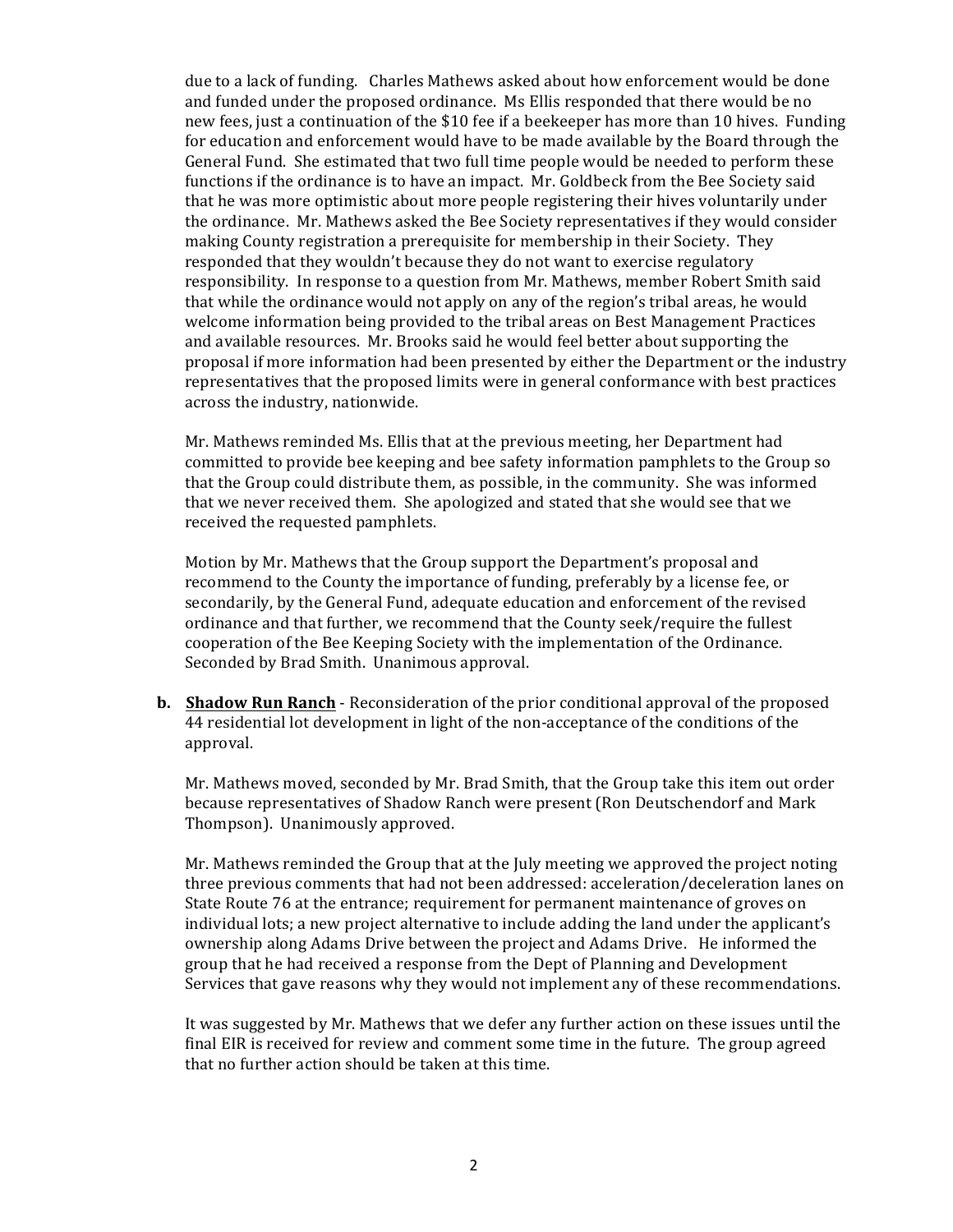due to a lack of funding. Charles Mathews asked about how enforcement would be done and funded under the proposed ordinance. Ms Ellis responded that there would be no new fees, just a continuation of the $10 fee if a beekeeper has more than 10 hives. Funding for education and enforcement would have to be made available by the Board through the General Fund. She estimated that two full time people would be needed to perform these functions if the ordinance is to have an impact. Mr. Goldbeck from the Bee Society said that he was more optimistic about more people registering their hives voluntarily under the ordinance. Mr. Mathews asked the Bee Society representatives if they would consider making County registration a prerequisite for membership in their Society. They responded that they wouldn't because they do not want to exercise regulatory responsibility. In response to a question from Mr. Mathews, member Robert Smith said that while the ordinance would not apply on any of the region's tribal areas, he would welcome information being provided to the tribal areas on Best Management Practices and available resources. Mr. Brooks said he would feel better about supporting the proposal if more information had been presented by either the Department or the industry representatives that the proposed limits were in general conformance with best practices across the industry, nationwide.

Mr. Mathews reminded Ms. Ellis that at the previous meeting, her Department had committed to provide bee keeping and bee safety information pamphlets to the Group so that the Group could distribute them, as possible, in the community. She was informed that we never received them. She apologized and stated that she would see that we received the requested pamphlets.

Motion by Mr. Mathews that the Group support the Department's proposal and recommend to the County the importance of funding, preferably by a license fee, or secondarily, by the General Fund, adequate education and enforcement of the revised ordinance and that further, we recommend that the County seek/require the fullest cooperation of the Bee Keeping Society with the implementation of the Ordinance. Seconded by Brad Smith. Unanimous approval.

**b. <u>Shadow Run Ranch</u>** - Reconsideration of the prior conditional approval of the proposed 44 residential lot development in light of the non-acceptance of the conditions of the approval.

Mr. Mathews moved, seconded by Mr. Brad Smith, that the Group take this item out order because representatives of Shadow Ranch were present (Ron Deutschendorf and Mark Thompson). Unanimously approved.

Mr. Mathews reminded the Group that at the July meeting we approved the project noting three previous comments that had not been addressed: acceleration/deceleration lanes on State Route 76 at the entrance; requirement for permanent maintenance of groves on individual lots; a new project alternative to include adding the land under the applicant's ownership along Adams Drive between the project and Adams Drive. He informed the group that he had received a response from the Dept of Planning and Development Services that gave reasons why they would not implement any of these recommendations.

It was suggested by Mr. Mathews that we defer any further action on these issues until the final EIR is received for review and comment some time in the future. The group agreed that no further action should be taken at this time.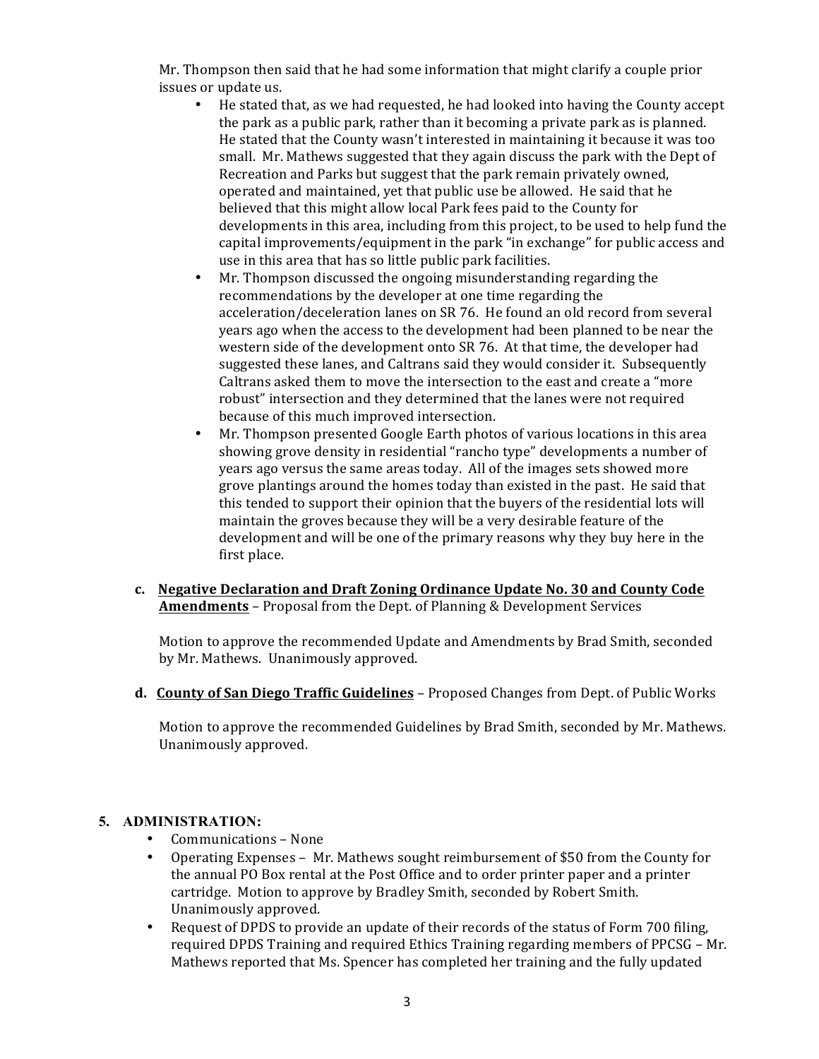Mr. Thompson then said that he had some information that might clarify a couple prior issues or update us.

- He stated that, as we had requested, he had looked into having the County accept the park as a public park, rather than it becoming a private park as is planned. He stated that the County wasn't interested in maintaining it because it was too small. Mr. Mathews suggested that they again discuss the park with the Dept of Recreation and Parks but suggest that the park remain privately owned, operated and maintained, yet that public use be allowed. He said that he believed that this might allow local Park fees paid to the County for developments in this area, including from this project, to be used to help fund the capital improvements/equipment in the park "in exchange" for public access and use in this area that has so little public park facilities.
- Mr. Thompson discussed the ongoing misunderstanding regarding the recommendations by the developer at one time regarding the acceleration/deceleration lanes on SR 76. He found an old record from several years ago when the access to the development had been planned to be near the western side of the development onto SR 76. At that time, the developer had suggested these lanes, and Caltrans said they would consider it. Subsequently Caltrans asked them to move the intersection to the east and create a "more robust" intersection and they determined that the lanes were not required because of this much improved intersection.
- Mr. Thompson presented Google Earth photos of various locations in this area showing grove density in residential "rancho type" developments a number of years ago versus the same areas today. All of the images sets showed more grove plantings around the homes today than existed in the past. He said that this tended to support their opinion that the buyers of the residential lots will maintain the groves because they will be a very desirable feature of the development and will be one of the primary reasons why they buy here in the first place.

**c. <u>Negative Declaration and Draft Zoning Ordinance Update No. 30 and County Code Amendments</u>** – Proposal from the Dept. of Planning & Development Services

Motion to approve the recommended Update and Amendments by Brad Smith, seconded by Mr. Mathews. Unanimously approved.

**d. <u>County of San Diego Traffic Guidelines</u>** – Proposed Changes from Dept. of Public Works

Motion to approve the recommended Guidelines by Brad Smith, seconded by Mr. Mathews. Unanimously approved.

## 5. ADMINISTRATION:

- Communications – None
- Operating Expenses – Mr. Mathews sought reimbursement of $50 from the County for the annual PO Box rental at the Post Office and to order printer paper and a printer cartridge. Motion to approve by Bradley Smith, seconded by Robert Smith. Unanimously approved.
- Request of DPDS to provide an update of their records of the status of Form 700 filing, required DPDS Training and required Ethics Training regarding members of PPCSG – Mr. Mathews reported that Ms. Spencer has completed her training and the fully updated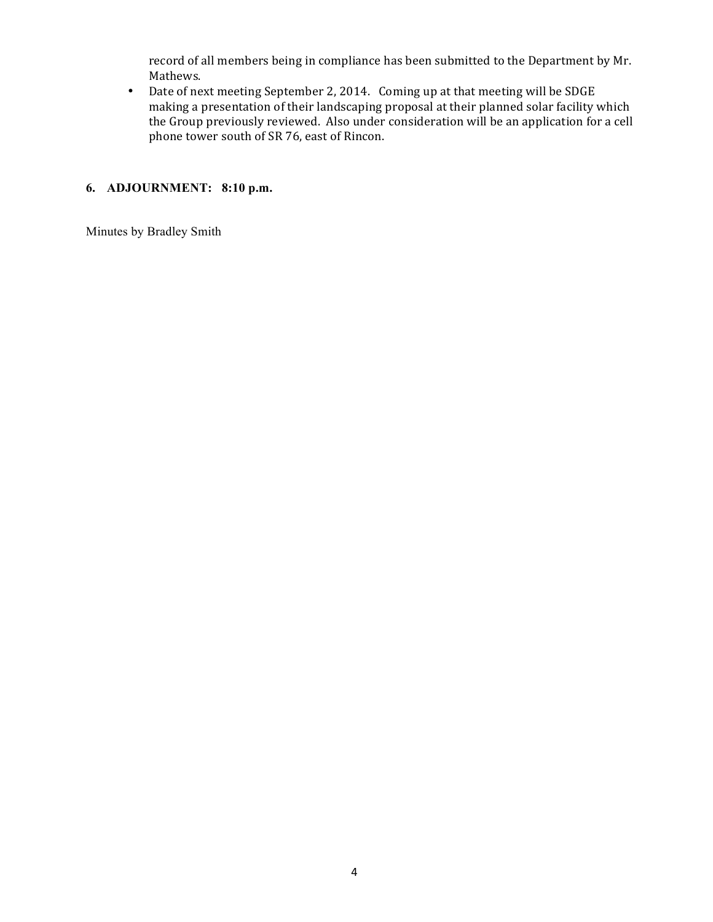record of all members being in compliance has been submitted to the Department by Mr. Mathews.

- Date of next meeting September 2, 2014. Coming up at that meeting will be SDGE making a presentation of their landscaping proposal at their planned solar facility which the Group previously reviewed. Also under consideration will be an application for a cell phone tower south of SR 76, east of Rincon.

**6. ADJOURNMENT: 8:10 p.m.**

Minutes by Bradley Smith